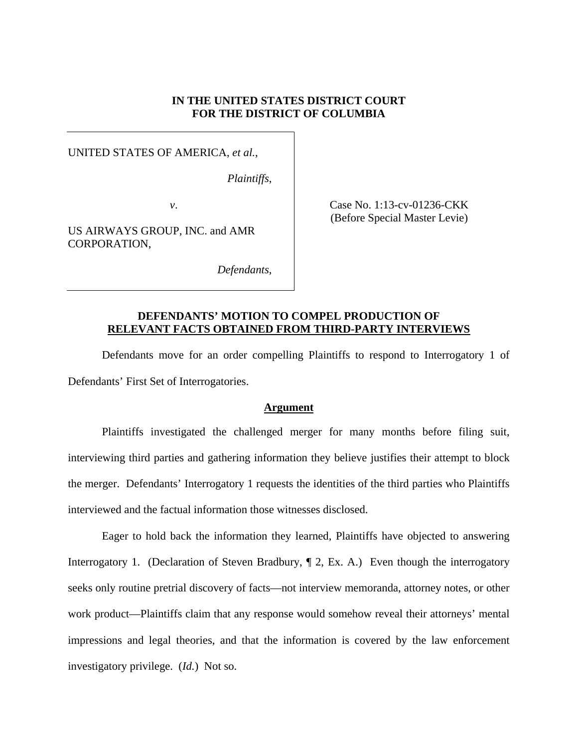**IN THE UNITED STATES DISTRICT COURT**
**FOR THE DISTRICT OF COLUMBIA**

| | |
|---|---|
| UNITED STATES OF AMERICA, *et al.*,<br><br>*Plaintiffs*,<br><br>*v*.<br><br>US AIRWAYS GROUP, INC. and AMR CORPORATION,<br><br>*Defendants*, | Case No. 1:13-cv-01236-CKK<br>(Before Special Master Levie) |

**DEFENDANTS' MOTION TO COMPEL PRODUCTION OF**
**RELEVANT FACTS OBTAINED FROM THIRD-PARTY INTERVIEWS**

Defendants move for an order compelling Plaintiffs to respond to Interrogatory 1 of Defendants' First Set of Interrogatories.

**Argument**

Plaintiffs investigated the challenged merger for many months before filing suit, interviewing third parties and gathering information they believe justifies their attempt to block the merger. Defendants' Interrogatory 1 requests the identities of the third parties who Plaintiffs interviewed and the factual information those witnesses disclosed.

Eager to hold back the information they learned, Plaintiffs have objected to answering Interrogatory 1. (Declaration of Steven Bradbury, ¶ 2, Ex. A.) Even though the interrogatory seeks only routine pretrial discovery of facts—not interview memoranda, attorney notes, or other work product—Plaintiffs claim that any response would somehow reveal their attorneys' mental impressions and legal theories, and that the information is covered by the law enforcement investigatory privilege. (*Id.*) Not so.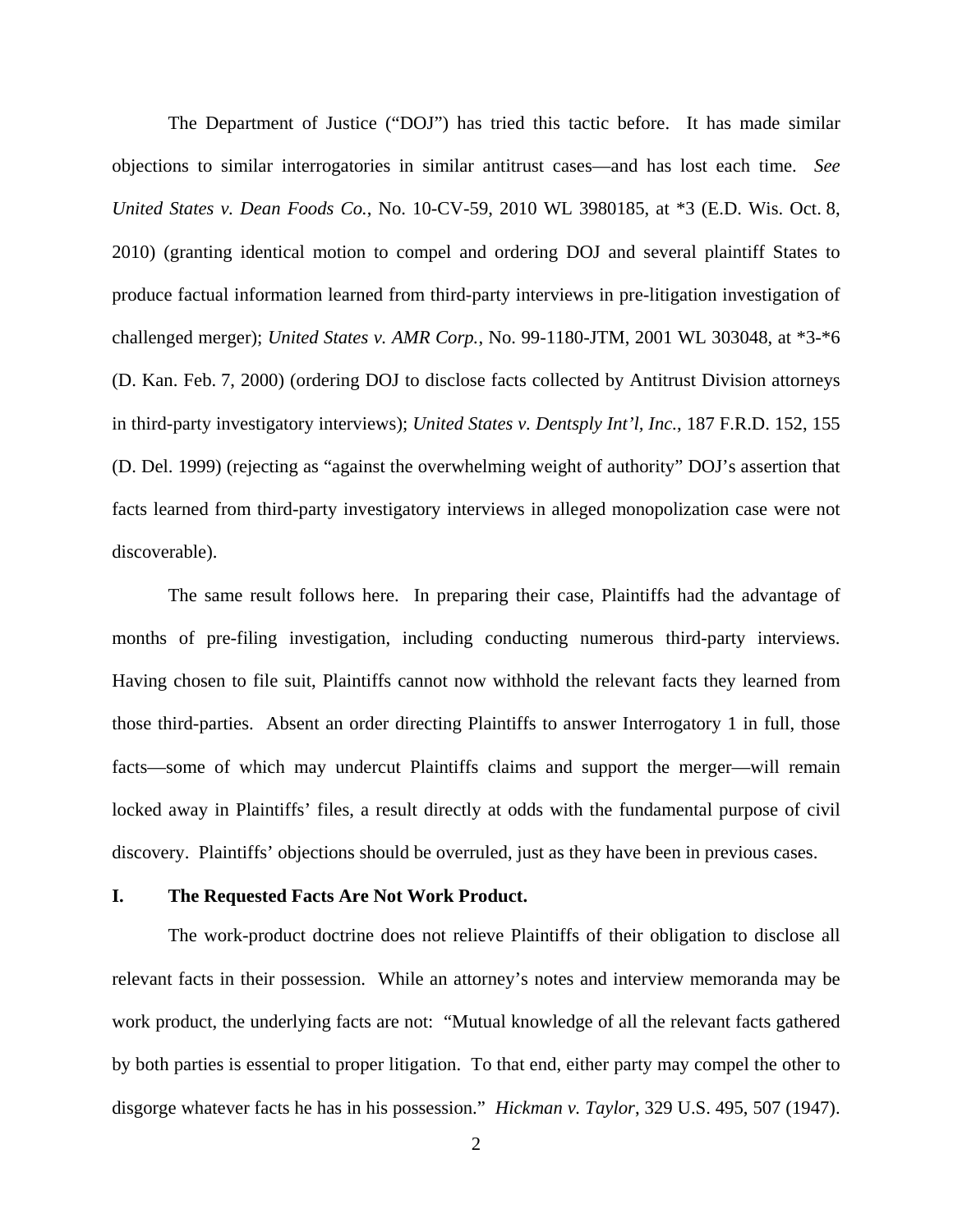The Department of Justice ("DOJ") has tried this tactic before. It has made similar objections to similar interrogatories in similar antitrust cases—and has lost each time. *See United States v. Dean Foods Co.*, No. 10-CV-59, 2010 WL 3980185, at *3 (E.D. Wis. Oct. 8, 2010) (granting identical motion to compel and ordering DOJ and several plaintiff States to produce factual information learned from third-party interviews in pre-litigation investigation of challenged merger); *United States v. AMR Corp.*, No. 99-1180-JTM, 2001 WL 303048, at *3-*6 (D. Kan. Feb. 7, 2000) (ordering DOJ to disclose facts collected by Antitrust Division attorneys in third-party investigatory interviews); *United States v. Dentsply Int'l, Inc.*, 187 F.R.D. 152, 155 (D. Del. 1999) (rejecting as "against the overwhelming weight of authority" DOJ's assertion that facts learned from third-party investigatory interviews in alleged monopolization case were not discoverable).

The same result follows here. In preparing their case, Plaintiffs had the advantage of months of pre-filing investigation, including conducting numerous third-party interviews. Having chosen to file suit, Plaintiffs cannot now withhold the relevant facts they learned from those third-parties. Absent an order directing Plaintiffs to answer Interrogatory 1 in full, those facts—some of which may undercut Plaintiffs claims and support the merger—will remain locked away in Plaintiffs' files, a result directly at odds with the fundamental purpose of civil discovery. Plaintiffs' objections should be overruled, just as they have been in previous cases.

## I. The Requested Facts Are Not Work Product.

The work-product doctrine does not relieve Plaintiffs of their obligation to disclose all relevant facts in their possession. While an attorney's notes and interview memoranda may be work product, the underlying facts are not: "Mutual knowledge of all the relevant facts gathered by both parties is essential to proper litigation. To that end, either party may compel the other to disgorge whatever facts he has in his possession." *Hickman v. Taylor*, 329 U.S. 495, 507 (1947).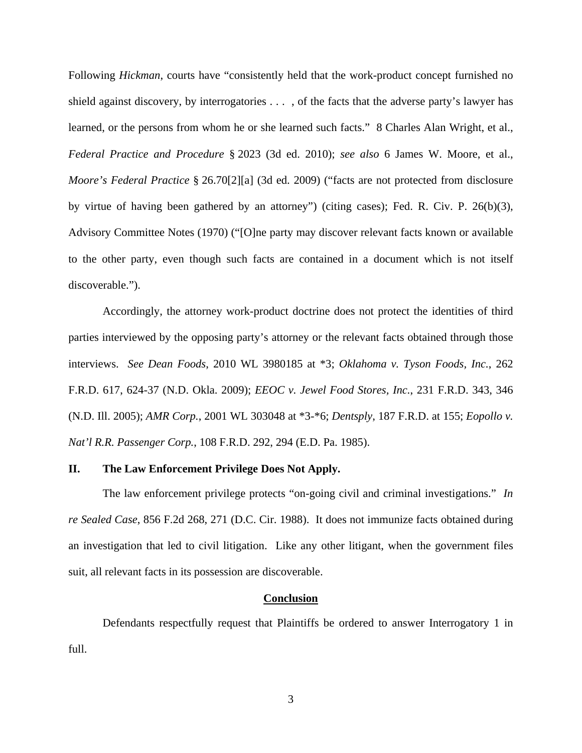Following *Hickman*, courts have "consistently held that the work-product concept furnished no shield against discovery, by interrogatories . . . , of the facts that the adverse party's lawyer has learned, or the persons from whom he or she learned such facts." 8 Charles Alan Wright, et al., *Federal Practice and Procedure* § 2023 (3d ed. 2010); *see also* 6 James W. Moore, et al., *Moore's Federal Practice* § 26.70[2][a] (3d ed. 2009) ("facts are not protected from disclosure by virtue of having been gathered by an attorney") (citing cases); Fed. R. Civ. P. 26(b)(3), Advisory Committee Notes (1970) ("[O]ne party may discover relevant facts known or available to the other party, even though such facts are contained in a document which is not itself discoverable.").

Accordingly, the attorney work-product doctrine does not protect the identities of third parties interviewed by the opposing party's attorney or the relevant facts obtained through those interviews. *See Dean Foods*, 2010 WL 3980185 at *3; *Oklahoma v. Tyson Foods, Inc.*, 262 F.R.D. 617, 624-37 (N.D. Okla. 2009); *EEOC v. Jewel Food Stores, Inc.*, 231 F.R.D. 343, 346 (N.D. Ill. 2005); *AMR Corp.*, 2001 WL 303048 at *3-*6; *Dentsply*, 187 F.R.D. at 155; *Eopollo v. Nat'l R.R. Passenger Corp.*, 108 F.R.D. 292, 294 (E.D. Pa. 1985).

## II. The Law Enforcement Privilege Does Not Apply.

The law enforcement privilege protects "on-going civil and criminal investigations." *In re Sealed Case*, 856 F.2d 268, 271 (D.C. Cir. 1988). It does not immunize facts obtained during an investigation that led to civil litigation. Like any other litigant, when the government files suit, all relevant facts in its possession are discoverable.

## Conclusion

Defendants respectfully request that Plaintiffs be ordered to answer Interrogatory 1 in full.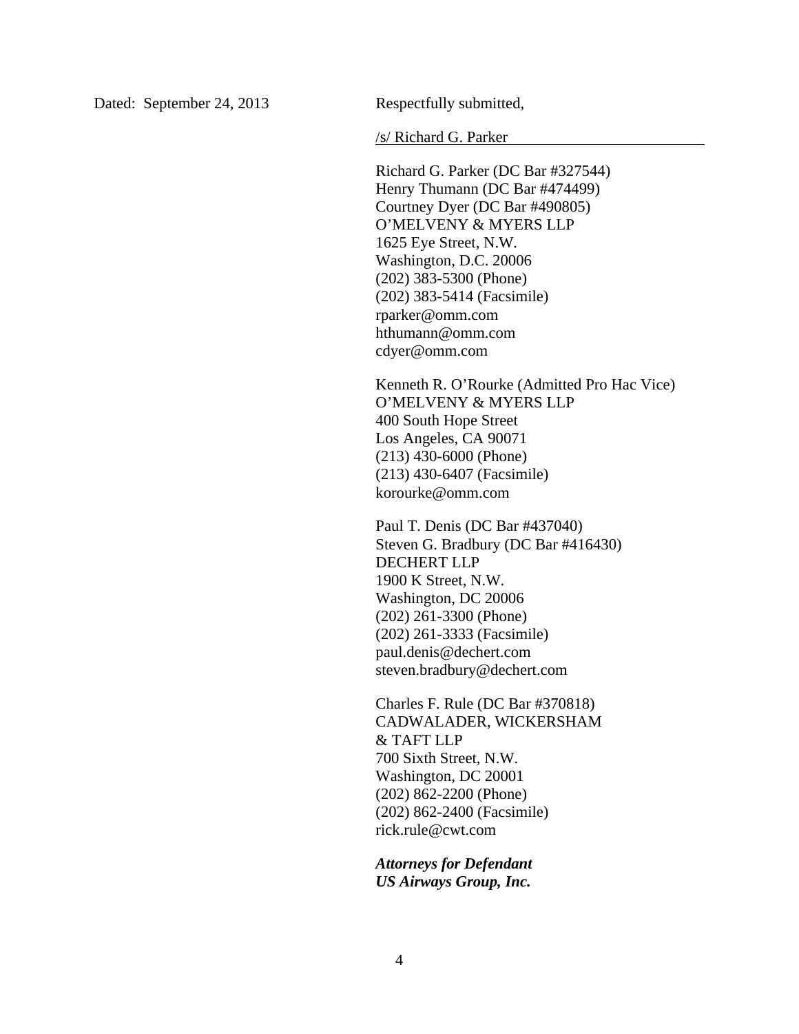Dated: September 24, 2013

Respectfully submitted,

/s/ Richard G. Parker

Richard G. Parker (DC Bar #327544)
Henry Thumann (DC Bar #474499)
Courtney Dyer (DC Bar #490805)
O'MELVENY & MYERS LLP
1625 Eye Street, N.W.
Washington, D.C. 20006
(202) 383-5300 (Phone)
(202) 383-5414 (Facsimile)
rparker@omm.com
hthumann@omm.com
cdyer@omm.com

Kenneth R. O'Rourke (Admitted Pro Hac Vice)
O'MELVENY & MYERS LLP
400 South Hope Street
Los Angeles, CA 90071
(213) 430-6000 (Phone)
(213) 430-6407 (Facsimile)
korourke@omm.com

Paul T. Denis (DC Bar #437040)
Steven G. Bradbury (DC Bar #416430)
DECHERT LLP
1900 K Street, N.W.
Washington, DC 20006
(202) 261-3300 (Phone)
(202) 261-3333 (Facsimile)
paul.denis@dechert.com
steven.bradbury@dechert.com

Charles F. Rule (DC Bar #370818)
CADWALADER, WICKERSHAM
& TAFT LLP
700 Sixth Street, N.W.
Washington, DC 20001
(202) 862-2200 (Phone)
(202) 862-2400 (Facsimile)
rick.rule@cwt.com

***Attorneys for Defendant***
***US Airways Group, Inc.***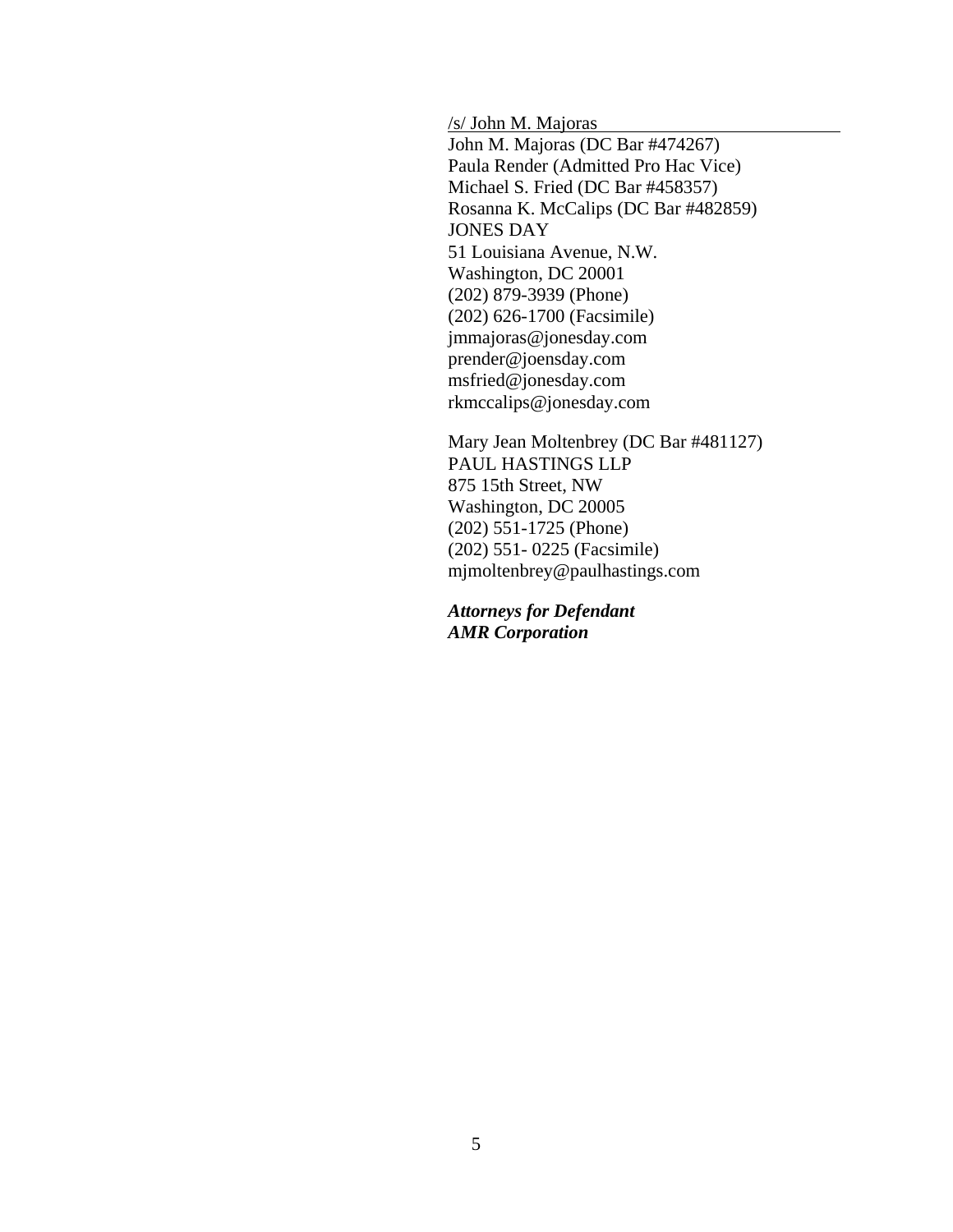/s/ John M. Majoras

John M. Majoras (DC Bar #474267)
Paula Render (Admitted Pro Hac Vice)
Michael S. Fried (DC Bar #458357)
Rosanna K. McCalips (DC Bar #482859)
JONES DAY
51 Louisiana Avenue, N.W.
Washington, DC 20001
(202) 879-3939 (Phone)
(202) 626-1700 (Facsimile)
jmmajoras@jonesday.com
prender@joensday.com
msfried@jonesday.com
rkmccalips@jonesday.com

Mary Jean Moltenbrey (DC Bar #481127)
PAUL HASTINGS LLP
875 15th Street, NW
Washington, DC 20005
(202) 551-1725 (Phone)
(202) 551- 0225 (Facsimile)
mjmoltenbrey@paulhastings.com

***Attorneys for Defendant***
***AMR Corporation***